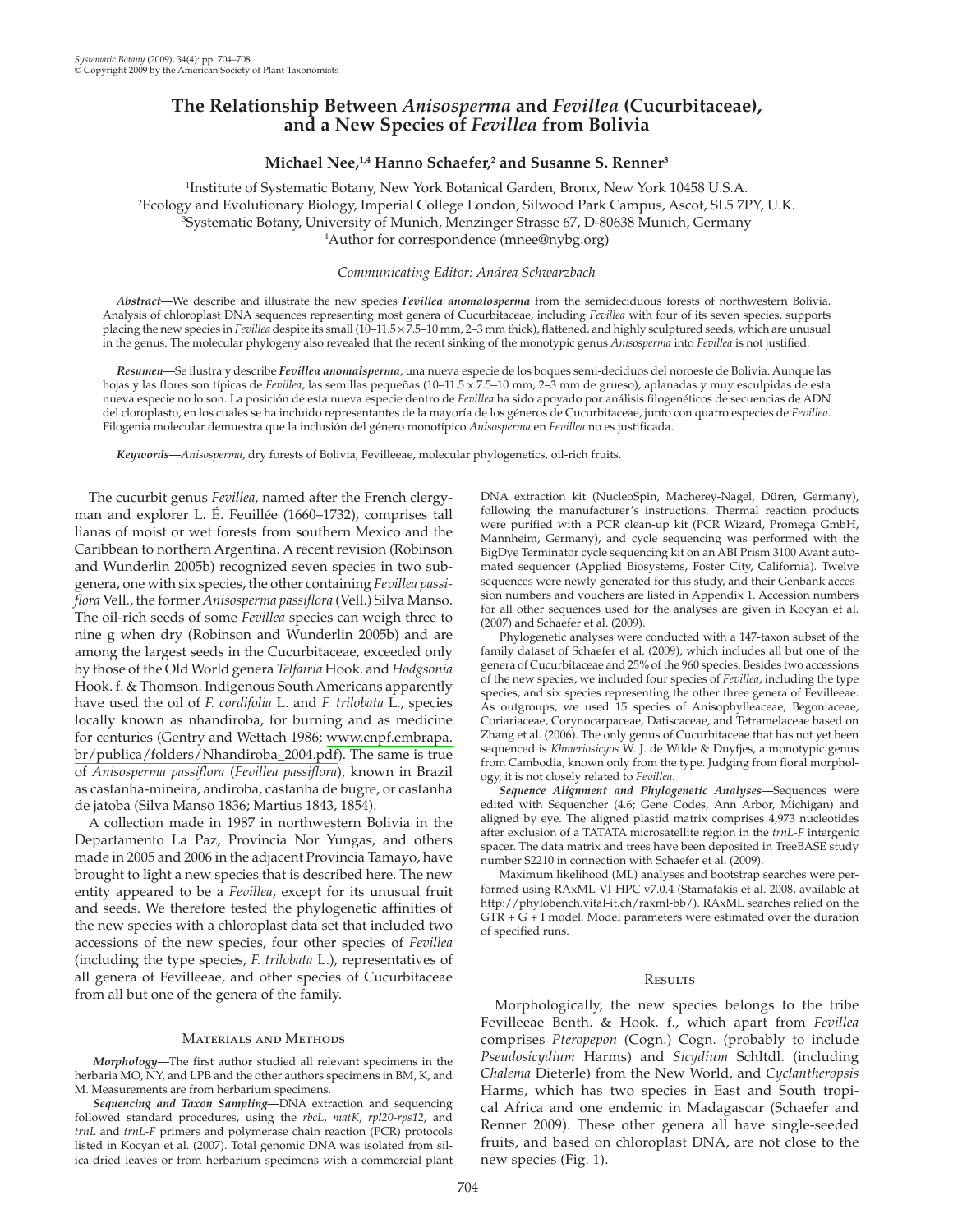# The Relationship Between *Anisosperma* and *Fevillea* (Cucurbitaceae), and a New Species of *Fevillea* from Bolivia

**Michael Nee,[1,4] Hanno Schaefer,[2] and Susanne S. Renner[3]**

[1]Institute of Systematic Botany, New York Botanical Garden, Bronx, New York 10458 U.S.A.
[2]Ecology and Evolutionary Biology, Imperial College London, Silwood Park Campus, Ascot, SL5 7PY, U.K.
[3]Systematic Botany, University of Munich, Menzinger Strasse 67, D-80638 Munich, Germany
[4]Author for correspondence (mnee@nybg.org)

*Communicating Editor: Andrea Schwarzbach*

***Abstract***—We describe and illustrate the new species ***Fevillea anomalosperma*** from the semideciduous forests of northwestern Bolivia. Analysis of chloroplast DNA sequences representing most genera of Cucurbitaceae, including *Fevillea* with four of its seven species, supports placing the new species in *Fevillea* despite its small (10–11.5 × 7.5–10 mm, 2–3 mm thick), flattened, and highly sculptured seeds, which are unusual in the genus. The molecular phylogeny also revealed that the recent sinking of the monotypic genus *Anisosperma* into *Fevillea* is not justified.

***Resumen***—Se ilustra y describe ***Fevillea anomalsperma***, una nueva especie de los boques semi-deciduos del noroeste de Bolivia. Aunque las hojas y las flores son típicas de *Fevillea*, las semillas pequeñas (10–11.5 x 7.5–10 mm, 2–3 mm de grueso), aplanadas y muy esculpidas de esta nueva especie no lo son. La posición de esta nueva especie dentro de *Fevillea* ha sido apoyado por análisis filogenéticos de secuencias de ADN del cloroplasto, en los cuales se ha incluido representantes de la mayoría de los géneros de Cucurbitaceae, junto con quatro especies de *Fevillea*. Filogenia molecular demuestra que la inclusión del género monotípico *Anisosperma* en *Fevillea* no es justificada.

***Keywords***—*Anisosperma*, dry forests of Bolivia, Fevilleeae, molecular phylogenetics, oil-rich fruits.

The cucurbit genus *Fevillea*, named after the French clergyman and explorer L. É. Feuillée (1660–1732), comprises tall lianas of moist or wet forests from southern Mexico and the Caribbean to northern Argentina. A recent revision (Robinson and Wunderlin 2005b) recognized seven species in two subgenera, one with six species, the other containing *Fevillea passiflora* Vell., the former *Anisosperma passiflora* (Vell.) Silva Manso. The oil-rich seeds of some *Fevillea* species can weigh three to nine g when dry (Robinson and Wunderlin 2005b) and are among the largest seeds in the Cucurbitaceae, exceeded only by those of the Old World genera *Telfairia* Hook. and *Hodgsonia* Hook. f. & Thomson. Indigenous South Americans apparently have used the oil of *F. cordifolia* L. and *F. trilobata* L., species locally known as nhandiroba, for burning and as medicine for centuries (Gentry and Wettach 1986; www.cnpf.embrapa.br/publica/folders/Nhandiroba_2004.pdf). The same is true of *Anisosperma passiflora* (*Fevillea passiflora*), known in Brazil as castanha-mineira, andiroba, castanha de bugre, or castanha de jatoba (Silva Manso 1836; Martius 1843, 1854).

A collection made in 1987 in northwestern Bolivia in the Departamento La Paz, Provincia Nor Yungas, and others made in 2005 and 2006 in the adjacent Provincia Tamayo, have brought to light a new species that is described here. The new entity appeared to be a *Fevillea*, except for its unusual fruit and seeds. We therefore tested the phylogenetic affinities of the new species with a chloroplast data set that included two accessions of the new species, four other species of *Fevillea* (including the type species, *F. trilobata* L.), representatives of all genera of Fevilleeae, and other species of Cucurbitaceae from all but one of the genera of the family.

## Materials and Methods

***Morphology***—The first author studied all relevant specimens in the herbaria MO, NY, and LPB and the other authors specimens in BM, K, and M. Measurements are from herbarium specimens.

***Sequencing and Taxon Sampling***—DNA extraction and sequencing followed standard procedures, using the *rbcL*, *matK*, *rpl20-rps12*, and *trnL* and *trnL-F* primers and polymerase chain reaction (PCR) protocols listed in Kocyan et al. (2007). Total genomic DNA was isolated from silica-dried leaves or from herbarium specimens with a commercial plant DNA extraction kit (NucleoSpin, Macherey-Nagel, Düren, Germany), following the manufacturer's instructions. Thermal reaction products were purified with a PCR clean-up kit (PCR Wizard, Promega GmbH, Mannheim, Germany), and cycle sequencing was performed with the BigDye Terminator cycle sequencing kit on an ABI Prism 3100 Avant automated sequencer (Applied Biosystems, Foster City, California). Twelve sequences were newly generated for this study, and their Genbank accession numbers and vouchers are listed in Appendix 1. Accession numbers for all other sequences used for the analyses are given in Kocyan et al. (2007) and Schaefer et al. (2009).

Phylogenetic analyses were conducted with a 147-taxon subset of the family dataset of Schaefer et al. (2009), which includes all but one of the genera of Cucurbitaceae and 25% of the 960 species. Besides two accessions of the new species, we included four species of *Fevillea*, including the type species, and six species representing the other three genera of Fevilleeae. As outgroups, we used 15 species of Anisophylleaceae, Begoniaceae, Coriariaceae, Corynocarpaceae, Datiscaceae, and Tetramelaceae based on Zhang et al. (2006). The only genus of Cucurbitaceae that has not yet been sequenced is *Khmeriosicyos* W. J. de Wilde & Duyfjes, a monotypic genus from Cambodia, known only from the type. Judging from floral morphology, it is not closely related to *Fevillea*.

***Sequence Alignment and Phylogenetic Analyses***—Sequences were edited with Sequencher (4.6; Gene Codes, Ann Arbor, Michigan) and aligned by eye. The aligned plastid matrix comprises 4,973 nucleotides after exclusion of a TATATA microsatellite region in the *trnL-F* intergenic spacer. The data matrix and trees have been deposited in TreeBASE study number S2210 in connection with Schaefer et al. (2009).

Maximum likelihood (ML) analyses and bootstrap searches were performed using RAxML-VI-HPC v7.0.4 (Stamatakis et al. 2008, available at http://phylobench.vital-it.ch/raxml-bb/). RAxML searches relied on the GTR + G + I model. Model parameters were estimated over the duration of specified runs.

## Results

Morphologically, the new species belongs to the tribe Fevilleeae Benth. & Hook. f., which apart from *Fevillea* comprises *Pteropepon* (Cogn.) Cogn. (probably to include *Pseudosicydium* Harms) and *Sicydium* Schltdl. (including *Chalema* Dieterle) from the New World, and *Cyclantheropsis* Harms, which has two species in East and South tropical Africa and one endemic in Madagascar (Schaefer and Renner 2009). These other genera all have single-seeded fruits, and based on chloroplast DNA, are not close to the new species (Fig. 1).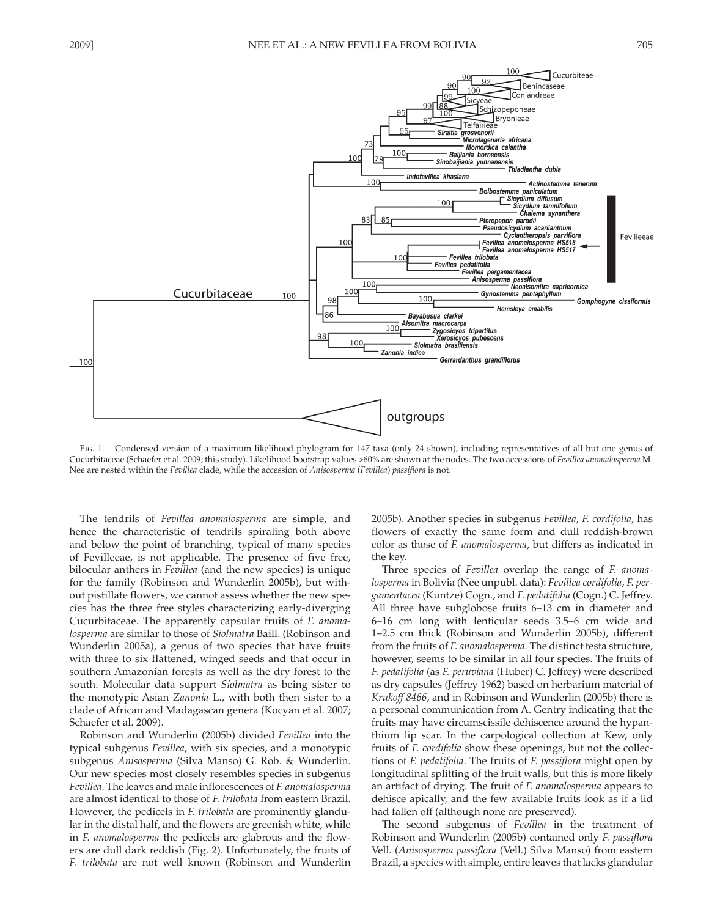Fig. 1. Condensed version of a maximum likelihood phylogram for 147 taxa (only 24 shown), including representatives of all but one genus of Cucurbitaceae (Schaefer et al. 2009; this study). Likelihood bootstrap values >60% are shown at the nodes. The two accessions of *Fevillea anomalosperma* M. Nee are nested within the *Fevillea* clade, while the accession of *Anisosperma* (*Fevillea*) *passiflora* is not.

The tendrils of *Fevillea anomalosperma* are simple, and hence the characteristic of tendrils spiraling both above and below the point of branching, typical of many species of Fevilleeae, is not applicable. The presence of five free, bilocular anthers in *Fevillea* (and the new species) is unique for the family (Robinson and Wunderlin 2005b), but without pistillate flowers, we cannot assess whether the new species has the three free styles characterizing early-diverging Cucurbitaceae. The apparently capsular fruits of *F. anomalosperma* are similar to those of *Siolmatra* Baill. (Robinson and Wunderlin 2005a), a genus of two species that have fruits with three to six flattened, winged seeds and that occur in southern Amazonian forests as well as the dry forest to the south. Molecular data support *Siolmatra* as being sister to the monotypic Asian *Zanonia* L., with both then sister to a clade of African and Madagascan genera (Kocyan et al. 2007; Schaefer et al. 2009).

Robinson and Wunderlin (2005b) divided *Fevillea* into the typical subgenus *Fevillea*, with six species, and a monotypic subgenus *Anisosperma* (Silva Manso) G. Rob. & Wunderlin. Our new species most closely resembles species in subgenus *Fevillea*. The leaves and male inflorescences of *F. anomalosperma* are almost identical to those of *F. trilobata* from eastern Brazil. However, the pedicels in *F. trilobata* are prominently glandular in the distal half, and the flowers are greenish white, while in *F. anomalosperma* the pedicels are glabrous and the flowers are dull dark reddish (Fig. 2). Unfortunately, the fruits of *F. trilobata* are not well known (Robinson and Wunderlin 2005b). Another species in subgenus *Fevillea*, *F. cordifolia*, has flowers of exactly the same form and dull reddish-brown color as those of *F. anomalosperma*, but differs as indicated in the key.

Three species of *Fevillea* overlap the range of *F. anomalosperma* in Bolivia (Nee unpubl. data): *Fevillea cordifolia*, *F. pergamentacea* (Kuntze) Cogn., and *F. pedatifolia* (Cogn.) C. Jeffrey. All three have subglobose fruits 6–13 cm in diameter and 6–16 cm long with lenticular seeds 3.5–6 cm wide and 1–2.5 cm thick (Robinson and Wunderlin 2005b), different from the fruits of *F. anomalosperma.* The distinct testa structure, however, seems to be similar in all four species. The fruits of *F. pedatifolia* (as *F. peruviana* (Huber) C. Jeffrey) were described as dry capsules (Jeffrey 1962) based on herbarium material of *Krukoff 8466*, and in Robinson and Wunderlin (2005b) there is a personal communication from A. Gentry indicating that the fruits may have circumscissile dehiscence around the hypanthium lip scar. In the carpological collection at Kew, only fruits of *F. cordifolia* show these openings, but not the collections of *F. pedatifolia*. The fruits of *F. passiflora* might open by longitudinal splitting of the fruit walls, but this is more likely an artifact of drying. The fruit of *F. anomalosperma* appears to dehisce apically, and the few available fruits look as if a lid had fallen off (although none are preserved).

The second subgenus of *Fevillea* in the treatment of Robinson and Wunderlin (2005b) contained only *F. passiflora* Vell. (*Anisosperma passiflora* (Vell.) Silva Manso) from eastern Brazil, a species with simple, entire leaves that lacks glandular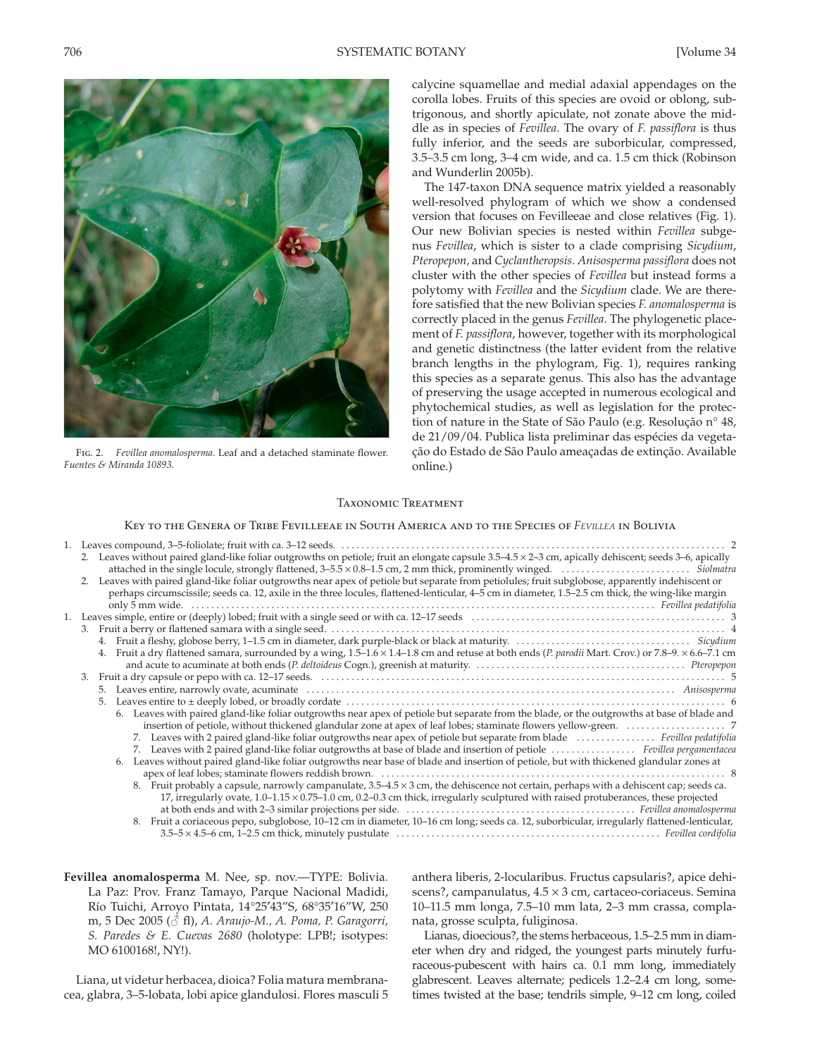Fig. 2. *Fevillea anomalosperma*. Leaf and a detached staminate flower. *Fuentes & Miranda 10893*.

calycine squamellae and medial adaxial appendages on the corolla lobes. Fruits of this species are ovoid or oblong, subtrigonous, and shortly apiculate, not zonate above the middle as in species of *Fevillea*. The ovary of *F. passiflora* is thus fully inferior, and the seeds are suborbicular, compressed, 3.5–3.5 cm long, 3–4 cm wide, and ca. 1.5 cm thick (Robinson and Wunderlin 2005b).

The 147-taxon DNA sequence matrix yielded a reasonably well-resolved phylogram of which we show a condensed version that focuses on Fevilleeae and close relatives (Fig. 1). Our new Bolivian species is nested within *Fevillea* subgenus *Fevillea*, which is sister to a clade comprising *Sicydium*, *Pteropepon*, and *Cyclantheropsis*. *Anisosperma passiflora* does not cluster with the other species of *Fevillea* but instead forms a polytomy with *Fevillea* and the *Sicydium* clade. We are therefore satisfied that the new Bolivian species *F. anomalosperma* is correctly placed in the genus *Fevillea*. The phylogenetic placement of *F. passiflora*, however, together with its morphological and genetic distinctness (the latter evident from the relative branch lengths in the phylogram, Fig. 1), requires ranking this species as a separate genus. This also has the advantage of preserving the usage accepted in numerous ecological and phytochemical studies, as well as legislation for the protection of nature in the State of São Paulo (e.g. Resolução n° 48, de 21/09/04. Publica lista preliminar das espécies da vegetação do Estado de São Paulo ameaçadas de extinção. Available online.)

## Taxonomic Treatment

### Key to the Genera of Tribe Fevilleeae in South America and to the Species of *Fevillea* in Bolivia

1. Leaves compound, 3–5-foliolate; fruit with ca. 3–12 seeds. . . . . 2
   2. Leaves without paired gland-like foliar outgrowths on petiole; fruit an elongate capsule 3.5–4.5 × 2–3 cm, apically dehiscent; seeds 3–6, apically attached in the single locule, strongly flattened, 3–5.5 × 0.8–1.5 cm, 2 mm thick, prominently winged. . . . . *Siolmatra*
   2. Leaves with paired gland-like foliar outgrowths near apex of petiole but separate from petiolules; fruit subglobose, apparently indehiscent or perhaps circumscissile; seeds ca. 12, axile in the three locules, flattened-lenticular, 4–5 cm in diameter, 1.5–2.5 cm thick, the wing-like margin only 5 mm wide. . . . . *Fevillea pedatifolia*
1. Leaves simple, entire or (deeply) lobed; fruit with a single seed or with ca. 12–17 seeds . . . . . 3
   3. Fruit a berry or flattened samara with a single seed. . . . . 4
      4. Fruit a fleshy, globose berry, 1–1.5 cm in diameter, dark purple-black or black at maturity. . . . . *Sicydium*
      4. Fruit a dry flattened samara, surrounded by a wing, 1.5–1.6 × 1.4–1.8 cm and retuse at both ends (*P. parodii* Mart. Crov.) or 7.8–9. × 6.6–7.1 cm and acute to acuminate at both ends (*P. deltoideus* Cogn.), greenish at maturity. . . . . *Pteropepon*
   3. Fruit a dry capsule or pepo with ca. 12–17 seeds. . . . . 5
      5. Leaves entire, narrowly ovate, acuminate . . . . . *Anisosperma*
      5. Leaves entire to ± deeply lobed, or broadly cordate . . . . . 6
         6. Leaves with paired gland-like foliar outgrowths near apex of petiole but separate from the blade, or the outgrowths at base of blade and insertion of petiole, without thickened glandular zone at apex of leaf lobes; staminate flowers yellow-green. . . . . 7
            7. Leaves with 2 paired gland-like foliar outgrowths near apex of petiole but separate from blade . . . . . *Fevillea pedatifolia*
            7. Leaves with 2 paired gland-like foliar outgrowths at base of blade and insertion of petiole . . . . . *Fevillea pergamentacea*
         6. Leaves without paired gland-like foliar outgrowths near base of blade and insertion of petiole, but with thickened glandular zones at apex of leaf lobes; staminate flowers reddish brown. . . . . 8
            8. Fruit probably a capsule, narrowly campanulate, 3.5–4.5 × 3 cm, the dehiscence not certain, perhaps with a dehiscent cap; seeds ca. 17, irregularly ovate, 1.0–1.15 × 0.75–1.0 cm, 0.2–0.3 cm thick, irregularly sculptured with raised protuberances, these projected at both ends and with 2–3 similar projections per side. . . . . *Fevillea anomalosperma*
            8. Fruit a coriaceous pepo, subglobose, 10–12 cm in diameter, 10–16 cm long; seeds ca. 12, suborbicular, irregularly flattened-lenticular, 3.5–5 × 4.5–6 cm, 1–2.5 cm thick, minutely pustulate . . . . . *Fevillea cordifolia*

**Fevillea anomalosperma** M. Nee, sp. nov.—TYPE: Bolivia. La Paz: Prov. Franz Tamayo, Parque Nacional Madidi, Río Tuichi, Arroyo Pintata, 14°25′43″S, 68°35′16″W, 250 m, 5 Dec 2005 (♂ fl), *A. Araujo-M., A. Poma, P. Garagorri, S. Paredes & E. Cuevas 2680* (holotype: LPB!; isotypes: MO 6100168!, NY!).

Liana, ut videtur herbacea, dioica? Folia matura membranacea, glabra, 3–5-lobata, lobi apice glandulosi. Flores masculi 5 anthera liberis, 2-locularibus. Fructus capsularis?, apice dehiscens?, campanulatus, 4.5 × 3 cm, cartaceo-coriaceus. Semina 10–11.5 mm longa, 7.5–10 mm lata, 2–3 mm crassa, complanata, grosse sculpta, fuliginosa.

Lianas, dioecious?, the stems herbaceous, 1.5–2.5 mm in diameter when dry and ridged, the youngest parts minutely furfuraceous-pubescent with hairs ca. 0.1 mm long, immediately glabrescent. Leaves alternate; pedicels 1.2–2.4 cm long, sometimes twisted at the base; tendrils simple, 9–12 cm long, coiled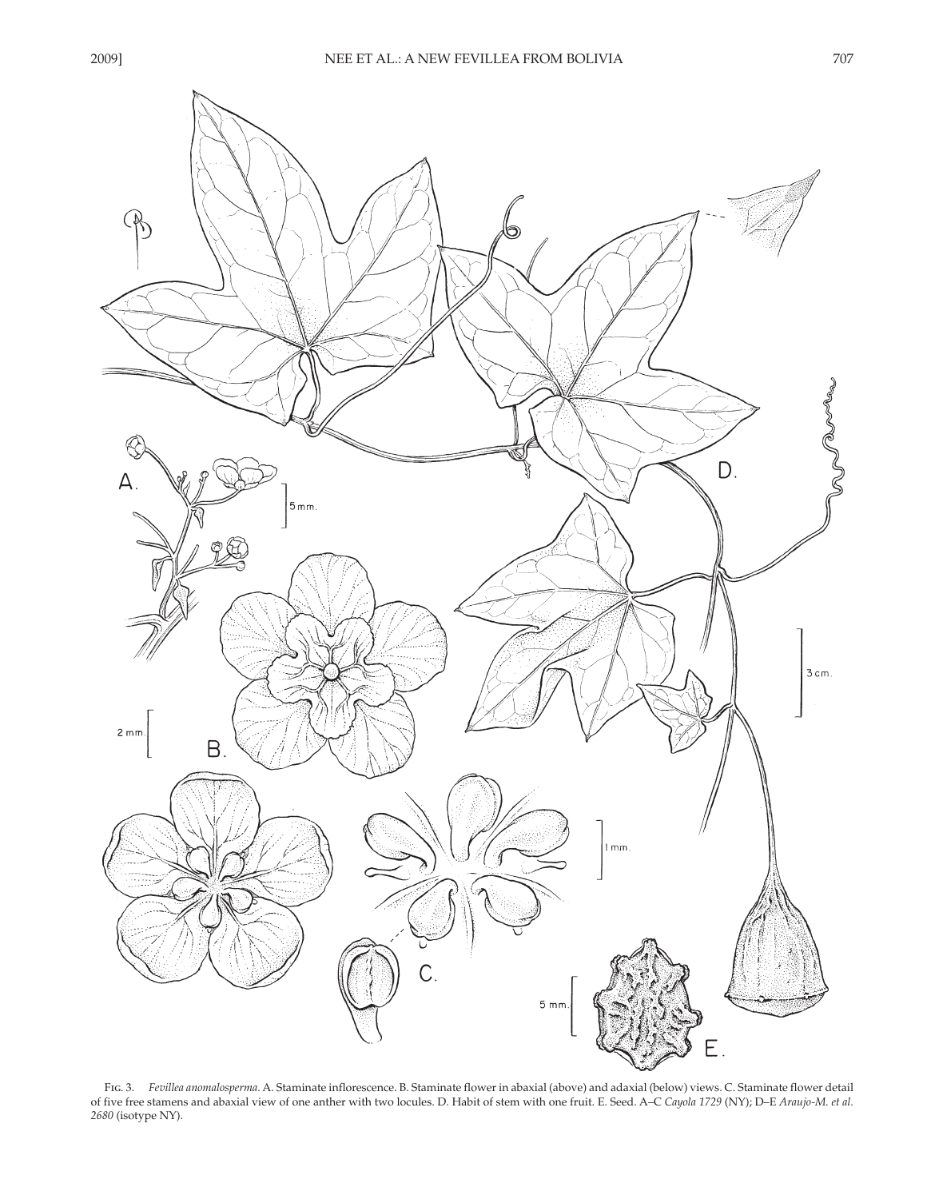Fig. 3. *Fevillea anomalosperma*. A. Staminate inflorescence. B. Staminate flower in abaxial (above) and adaxial (below) views. C. Staminate flower detail of five free stamens and abaxial view of one anther with two locules. D. Habit of stem with one fruit. E. Seed. A–C *Cayola 1729* (NY); D–E *Araujo-M. et al. 2680* (isotype NY).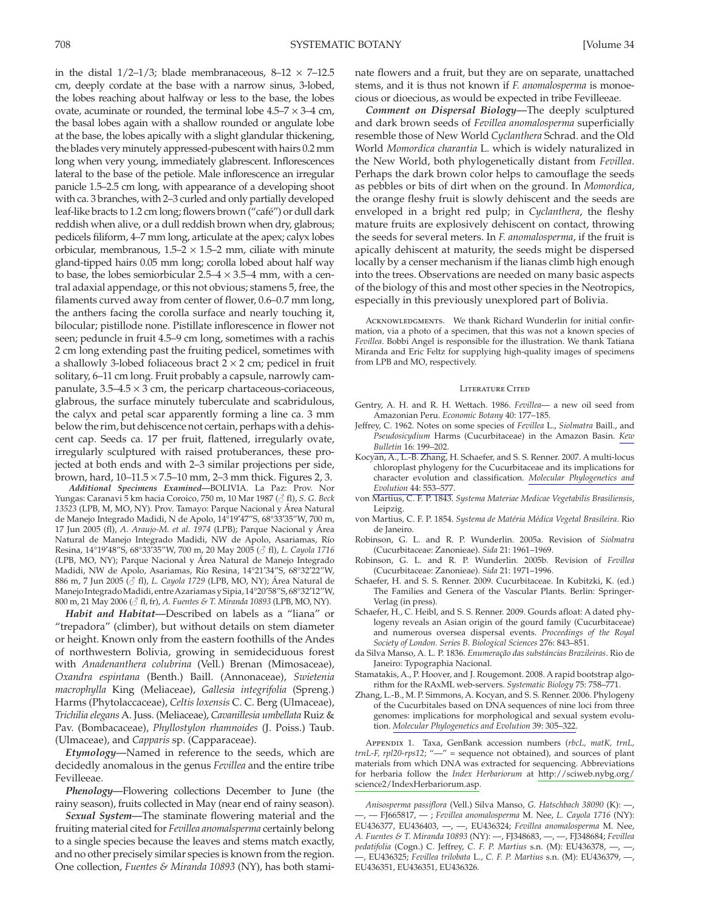in the distal 1/2–1/3; blade membranaceous, 8–12 × 7–12.5 cm, deeply cordate at the base with a narrow sinus, 3-lobed, the lobes reaching about halfway or less to the base, the lobes ovate, acuminate or rounded, the terminal lobe 4.5–7 × 3–4 cm, the basal lobes again with a shallow rounded or angulate lobe at the base, the lobes apically with a slight glandular thickening, the blades very minutely appressed-pubescent with hairs 0.2 mm long when very young, immediately glabrescent. Inflorescences lateral to the base of the petiole. Male inflorescence an irregular panicle 1.5–2.5 cm long, with appearance of a developing shoot with ca. 3 branches, with 2–3 curled and only partially developed leaf-like bracts to 1.2 cm long; flowers brown ("café") or dull dark reddish when alive, or a dull reddish brown when dry, glabrous; pedicels filiform, 4–7 mm long, articulate at the apex; calyx lobes orbicular, membranous, 1.5–2 × 1.5–2 mm, ciliate with minute gland-tipped hairs 0.05 mm long; corolla lobed about half way to base, the lobes semiorbicular 2.5–4 × 3.5–4 mm, with a central adaxial appendage, or this not obvious; stamens 5, free, the filaments curved away from center of flower, 0.6–0.7 mm long, the anthers facing the corolla surface and nearly touching it, bilocular; pistillode none. Pistillate inflorescence in flower not seen; peduncle in fruit 4.5–9 cm long, sometimes with a rachis 2 cm long extending past the fruiting pedicel, sometimes with a shallowly 3-lobed foliaceous bract 2 × 2 cm; pedicel in fruit solitary, 6–11 cm long. Fruit probably a capsule, narrowly campanulate, 3.5–4.5 × 3 cm, the pericarp chartaceous-coriaceous, glabrous, the surface minutely tuberculate and scabridulous, the calyx and petal scar apparently forming a line ca. 3 mm below the rim, but dehiscence not certain, perhaps with a dehiscent cap. Seeds ca. 17 per fruit, flattened, irregularly ovate, irregularly sculptured with raised protuberances, these projected at both ends and with 2–3 similar projections per side, brown, hard, 10–11.5 × 7.5–10 mm, 2–3 mm thick. Figures 2, 3.

***Additional Specimens Examined***—BOLIVIA. La Paz: Prov. Nor Yungas: Caranavi 5 km hacia Coroico, 750 m, 10 Mar 1987 (♂ fl), *S. G. Beck 13523* (LPB, M, MO, NY). Prov. Tamayo: Parque Nacional y Área Natural de Manejo Integrado Madidi, N de Apolo, 14°19′47″S, 68°33′35″W, 700 m, 17 Jun 2005 (fl), *A. Araujo-M. et al. 1974* (LPB); Parque Nacional y Área Natural de Manejo Integrado Madidi, NW de Apolo, Asariamas, Río Resina, 14°19′48″S, 68°33′35″W, 700 m, 20 May 2005 (♂ fl), *L. Cayola 1716* (LPB, MO, NY); Parque Nacional y Área Natural de Manejo Integrado Madidi, NW de Apolo, Asariamas, Río Resina, 14°21′34″S, 68°32′22″W, 886 m, 7 Jun 2005 (♂ fl), *L. Cayola 1729* (LPB, MO, NY); Área Natural de Manejo Integrado Madidi, entre Azariamas y Sipia, 14°20′58″S, 68°32′12″W, 800 m, 21 May 2006 (♂ fl, fr), *A. Fuentes & T. Miranda 10893* (LPB, MO, NY).

***Habit and Habitat***—Described on labels as a "liana" or "trepadora" (climber), but without details on stem diameter or height. Known only from the eastern foothills of the Andes of northwestern Bolivia, growing in semideciduous forest with *Anadenanthera colubrina* (Vell.) Brenan (Mimosaceae), *Oxandra espintana* (Benth.) Baill. (Annonaceae), *Swietenia macrophylla* King (Meliaceae), *Gallesia integrifolia* (Spreng.) Harms (Phytolaccaceae), *Celtis loxensis* C. C. Berg (Ulmaceae), *Trichilia elegans* A. Juss. (Meliaceae), *Cavanillesia umbellata* Ruiz & Pav. (Bombacaceae), *Phyllostylon rhamnoides* (J. Poiss.) Taub. (Ulmaceae), and *Capparis* sp. (Capparaceae).

***Etymology***—Named in reference to the seeds, which are decidedly anomalous in the genus *Fevillea* and the entire tribe Fevilleeae.

***Phenology***—Flowering collections December to June (the rainy season), fruits collected in May (near end of rainy season).

***Sexual System***—The staminate flowering material and the fruiting material cited for *Fevillea anomalsperma* certainly belong to a single species because the leaves and stems match exactly, and no other precisely similar species is known from the region. One collection, *Fuentes & Miranda 10893* (NY), has both staminate flowers and a fruit, but they are on separate, unattached stems, and it is thus not known if *F. anomalosperma* is monoecious or dioecious, as would be expected in tribe Fevilleeae.

***Comment on Dispersal Biology***—The deeply sculptured and dark brown seeds of *Fevillea anomalosperma* superficially resemble those of New World *Cyclanthera* Schrad. and the Old World *Momordica charantia* L. which is widely naturalized in the New World, both phylogenetically distant from *Fevillea*. Perhaps the dark brown color helps to camouflage the seeds as pebbles or bits of dirt when on the ground. In *Momordica*, the orange fleshy fruit is slowly dehiscent and the seeds are enveloped in a bright red pulp; in *Cyclanthera*, the fleshy mature fruits are explosively dehiscent on contact, throwing the seeds for several meters. In *F. anomalosperma*, if the fruit is apically dehiscent at maturity, the seeds might be dispersed locally by a censer mechanism if the lianas climb high enough into the trees. Observations are needed on many basic aspects of the biology of this and most other species in the Neotropics, especially in this previously unexplored part of Bolivia.

Acknowledgments. We thank Richard Wunderlin for initial confirmation, via a photo of a specimen, that this was not a known species of *Fevillea*. Bobbi Angel is responsible for the illustration. We thank Tatiana Miranda and Eric Feltz for supplying high-quality images of specimens from LPB and MO, respectively.

## Literature Cited

Gentry, A. H. and R. H. Wettach. 1986. *Fevillea*— a new oil seed from Amazonian Peru. *Economic Botany* 40: 177–185.

Jeffrey, C. 1962. Notes on some species of *Fevillea* L., *Siolmatra* Baill., and *Pseudosicydium* Harms (Cucurbitaceae) in the Amazon Basin. *Kew Bulletin* 16: 199–202.

Kocyan, A., L.-B. Zhang, H. Schaefer, and S. S. Renner. 2007. A multi-locus chloroplast phylogeny for the Cucurbitaceae and its implications for character evolution and classification. *Molecular Phylogenetics and Evolution* 44: 553–577.

von Martius, C. F. P. 1843. *Systema Materiae Medicae Vegetabilis Brasiliensis*, Leipzig.

von Martius, C. F. P. 1854. *Systema de Matéria Médica Vegetal Brasileira*. Rio de Janeiro.

Robinson, G. L. and R. P. Wunderlin. 2005a. Revision of *Siolmatra* (Cucurbitaceae: Zanonieae). *Sida* 21: 1961–1969.

Robinson, G. L. and R. P. Wunderlin. 2005b. Revision of *Fevillea* (Cucurbitaceae: Zanonieae). *Sida* 21: 1971–1996.

Schaefer, H. and S. S. Renner. 2009. Cucurbitaceae. In Kubitzki, K. (ed.) The Families and Genera of the Vascular Plants. Berlin: Springer-Verlag (in press).

Schaefer, H., C. Heibl, and S. S. Renner. 2009. Gourds afloat: A dated phylogeny reveals an Asian origin of the gourd family (Cucurbitaceae) and numerous oversea dispersal events. *Proceedings of the Royal Society of London. Series B. Biological Sciences* 276: 843–851.

da Silva Manso, A. L. P. 1836. *Enumeração das substáncias Brazileiras*. Rio de Janeiro: Typographia Nacional.

Stamatakis, A., P. Hoover, and J. Rougemont. 2008. A rapid bootstrap algorithm for the RAxML web-servers. *Systematic Biology* 75: 758–771.

Zhang, L.-B., M. P. Simmons, A. Kocyan, and S. S. Renner. 2006. Phylogeny of the Cucurbitales based on DNA sequences of nine loci from three genomes: implications for morphological and sexual system evolution. *Molecular Phylogenetics and Evolution* 39: 305–322.

Appendix 1. Taxa, GenBank accession numbers (*rbcL, matK, trnL, trnL-F, rpl20-rps12*; "—" = sequence not obtained), and sources of plant materials from which DNA was extracted for sequencing. Abbreviations for herbaria follow the *Index Herbariorum* at http://sciweb.nybg.org/science2/IndexHerbariorum.asp.

*Anisosperma passiflora* (Vell.) Silva Manso, *G. Hatschbach 38090* (K): —, —, — FJ665817, — ; *Fevillea anomalosperma* M. Nee, *L. Cayola 1716* (NY): EU436377, EU436403, —, —, EU436324; *Fevillea anomalosperma* M. Nee, *A. Fuentes & T. Miranda 10893* (NY): —, FJ348683, —, —, FJ348684; *Fevillea pedatifolia* (Cogn.) C. Jeffrey, *C. F. P. Martius* s.n. (M): EU436378, —, —, —, EU436325; *Fevillea trilobata* L., *C. F. P. Martius* s.n. (M): EU436379, —, EU436351, EU436351, EU436326.